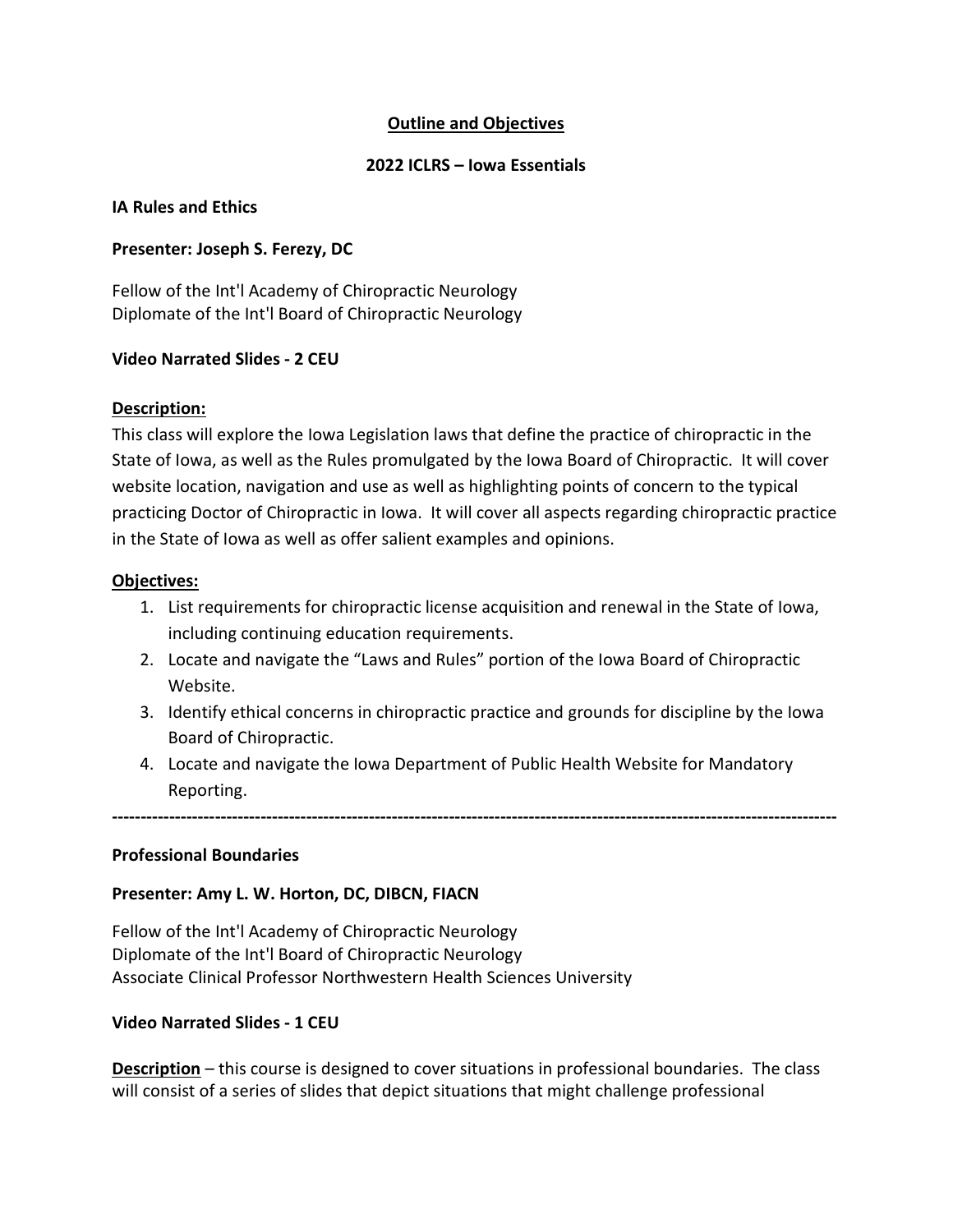# Outline and Objectives

## 2022 ICLRS – Iowa Essentials

### IA Rules and Ethics

**Presenter: Joseph S. Ferezy, DC**

Fellow of the Int'l Academy of Chiropractic Neurology
Diplomate of the Int'l Board of Chiropractic Neurology

**Video Narrated Slides - 2 CEU**

**Description:**
This class will explore the Iowa Legislation laws that define the practice of chiropractic in the State of Iowa, as well as the Rules promulgated by the Iowa Board of Chiropractic. It will cover website location, navigation and use as well as highlighting points of concern to the typical practicing Doctor of Chiropractic in Iowa. It will cover all aspects regarding chiropractic practice in the State of Iowa as well as offer salient examples and opinions.

**Objectives:**

1. List requirements for chiropractic license acquisition and renewal in the State of Iowa, including continuing education requirements.
2. Locate and navigate the "Laws and Rules" portion of the Iowa Board of Chiropractic Website.
3. Identify ethical concerns in chiropractic practice and grounds for discipline by the Iowa Board of Chiropractic.
4. Locate and navigate the Iowa Department of Public Health Website for Mandatory Reporting.

---

### Professional Boundaries

**Presenter: Amy L. W. Horton, DC, DIBCN, FIACN**

Fellow of the Int'l Academy of Chiropractic Neurology
Diplomate of the Int'l Board of Chiropractic Neurology
Associate Clinical Professor Northwestern Health Sciences University

**Video Narrated Slides - 1 CEU**

**Description** – this course is designed to cover situations in professional boundaries. The class will consist of a series of slides that depict situations that might challenge professional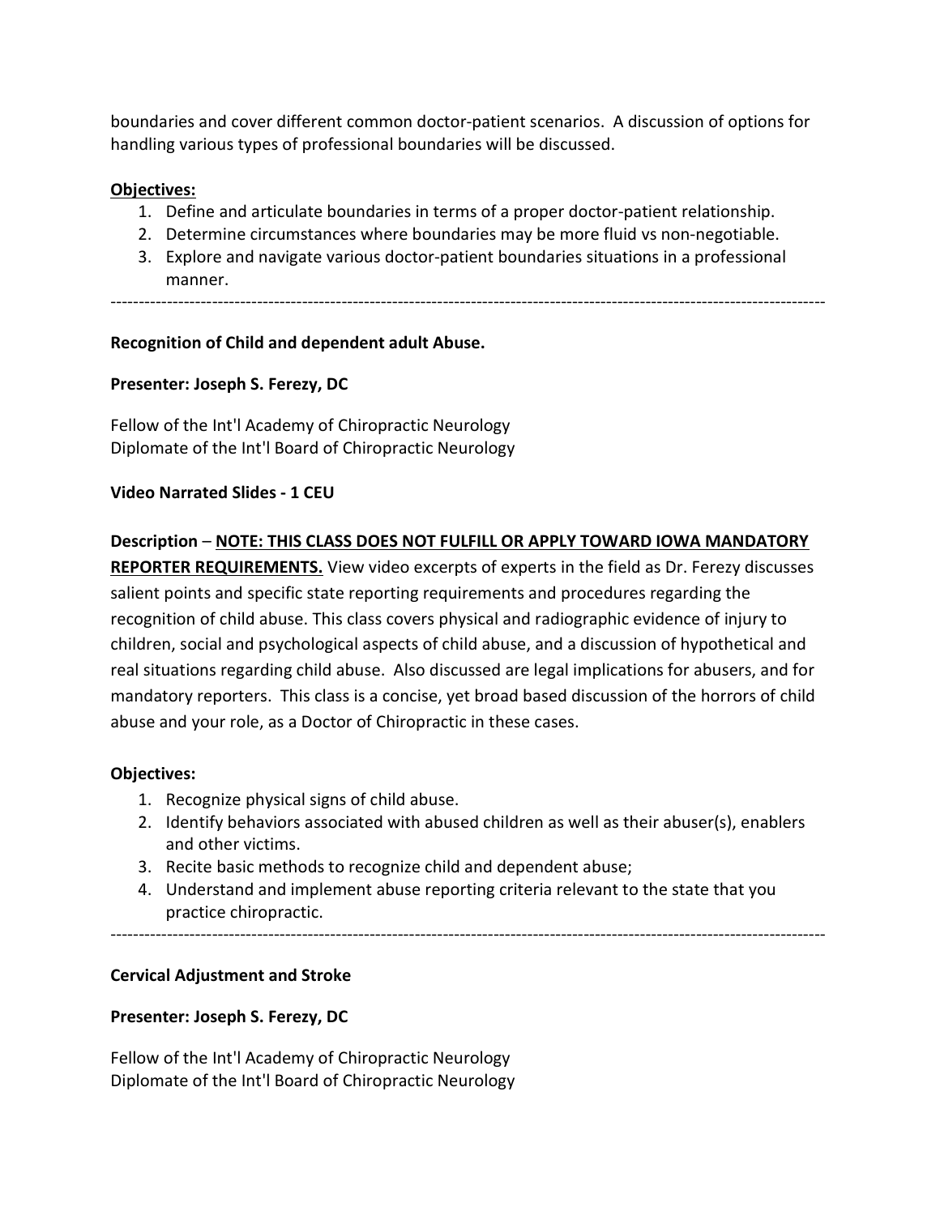boundaries and cover different common doctor-patient scenarios. A discussion of options for handling various types of professional boundaries will be discussed.

**Objectives:**

1. Define and articulate boundaries in terms of a proper doctor-patient relationship.
2. Determine circumstances where boundaries may be more fluid vs non-negotiable.
3. Explore and navigate various doctor-patient boundaries situations in a professional manner.

---

**Recognition of Child and dependent adult Abuse.**

**Presenter: Joseph S. Ferezy, DC**

Fellow of the Int'l Academy of Chiropractic Neurology
Diplomate of the Int'l Board of Chiropractic Neurology

**Video Narrated Slides - 1 CEU**

**Description** – **NOTE: THIS CLASS DOES NOT FULFILL OR APPLY TOWARD IOWA MANDATORY REPORTER REQUIREMENTS.** View video excerpts of experts in the field as Dr. Ferezy discusses salient points and specific state reporting requirements and procedures regarding the recognition of child abuse. This class covers physical and radiographic evidence of injury to children, social and psychological aspects of child abuse, and a discussion of hypothetical and real situations regarding child abuse. Also discussed are legal implications for abusers, and for mandatory reporters. This class is a concise, yet broad based discussion of the horrors of child abuse and your role, as a Doctor of Chiropractic in these cases.

**Objectives:**

1. Recognize physical signs of child abuse.
2. Identify behaviors associated with abused children as well as their abuser(s), enablers and other victims.
3. Recite basic methods to recognize child and dependent abuse;
4. Understand and implement abuse reporting criteria relevant to the state that you practice chiropractic.

---

**Cervical Adjustment and Stroke**

**Presenter: Joseph S. Ferezy, DC**

Fellow of the Int'l Academy of Chiropractic Neurology
Diplomate of the Int'l Board of Chiropractic Neurology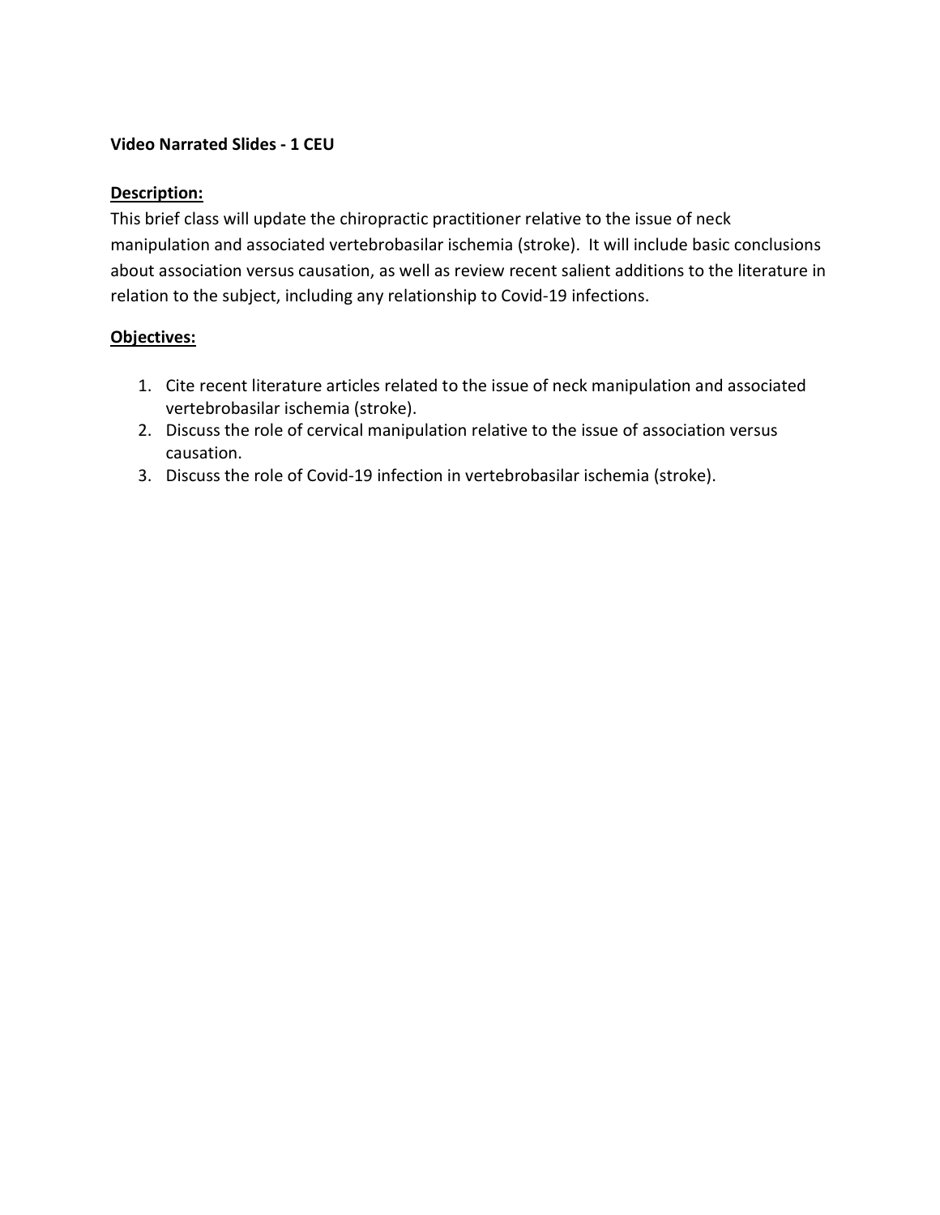**Video Narrated Slides - 1 CEU**

**Description:**

This brief class will update the chiropractic practitioner relative to the issue of neck manipulation and associated vertebrobasilar ischemia (stroke). It will include basic conclusions about association versus causation, as well as review recent salient additions to the literature in relation to the subject, including any relationship to Covid-19 infections.

**Objectives:**

1. Cite recent literature articles related to the issue of neck manipulation and associated vertebrobasilar ischemia (stroke).
2. Discuss the role of cervical manipulation relative to the issue of association versus causation.
3. Discuss the role of Covid-19 infection in vertebrobasilar ischemia (stroke).